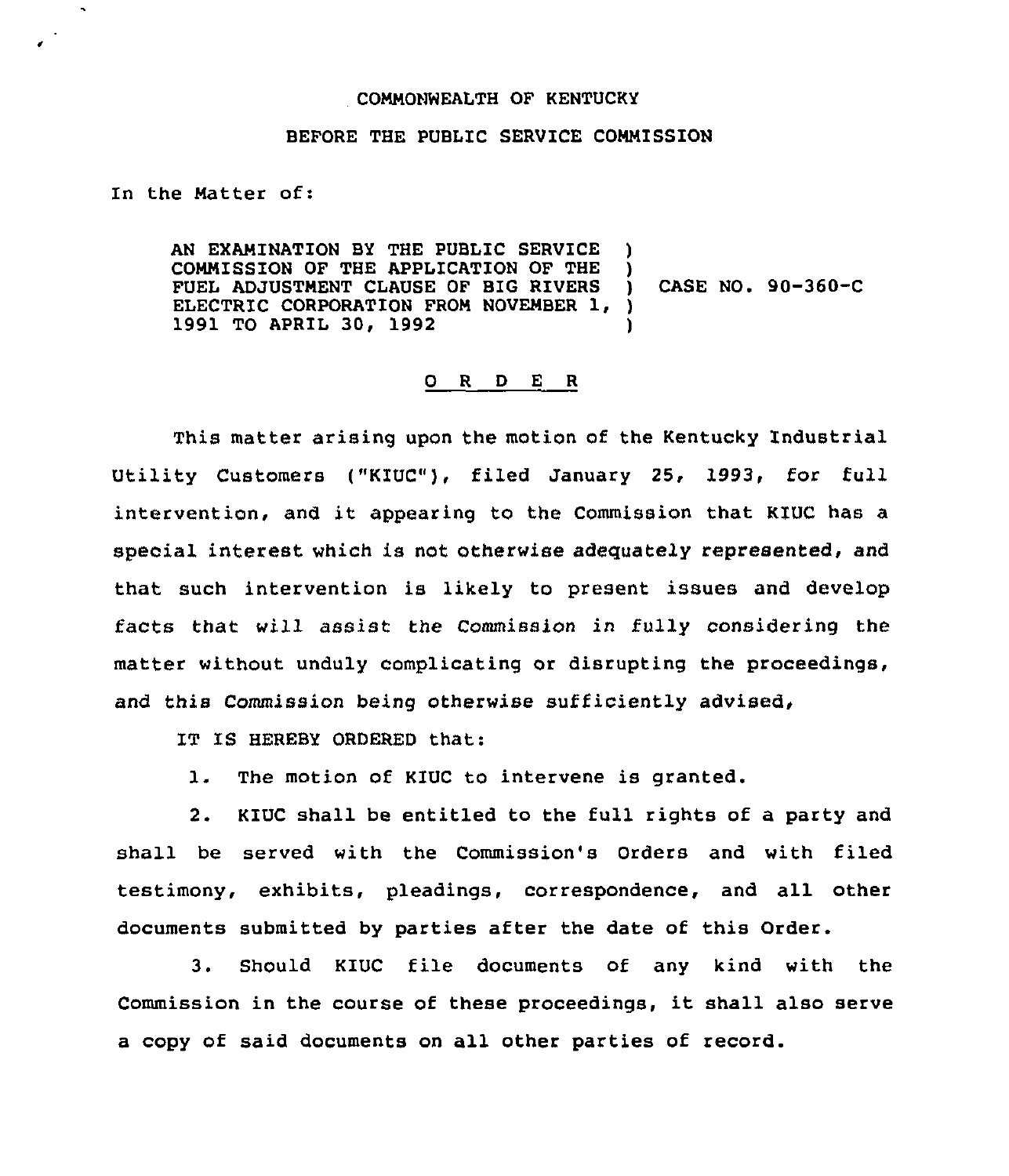COMMONWEALTH OF KENTUCKY

BEFORE THE PUBLIC SERVICE COMMISSION

In the Matter of:

| | | |
|---|---|---|
| AN EXAMINATION BY THE PUBLIC SERVICE COMMISSION OF THE APPLICATION OF THE FUEL ADJUSTMENT CLAUSE OF BIG RIVERS ELECTRIC CORPORATION FROM NOVEMBER 1, 1991 TO APRIL 30, 1992 | ) | CASE NO. 90-360-C |

## O R D E R

This matter arising upon the motion of the Kentucky Industrial Utility Customers ("KIUC"), filed January 25, 1993, for full intervention, and it appearing to the Commission that KIUC has a special interest which is not otherwise adequately represented, and that such intervention is likely to present issues and develop facts that will assist the Commission in fully considering the matter without unduly complicating or disrupting the proceedings, and this Commission being otherwise sufficiently advised,

IT IS HEREBY ORDERED that:

1. The motion of KIUC to intervene is granted.

2. KIUC shall be entitled to the full rights of a party and shall be served with the Commission's Orders and with filed testimony, exhibits, pleadings, correspondence, and all other documents submitted by parties after the date of this Order.

3. Should KIUC file documents of any kind with the Commission in the course of these proceedings, it shall also serve a copy of said documents on all other parties of record.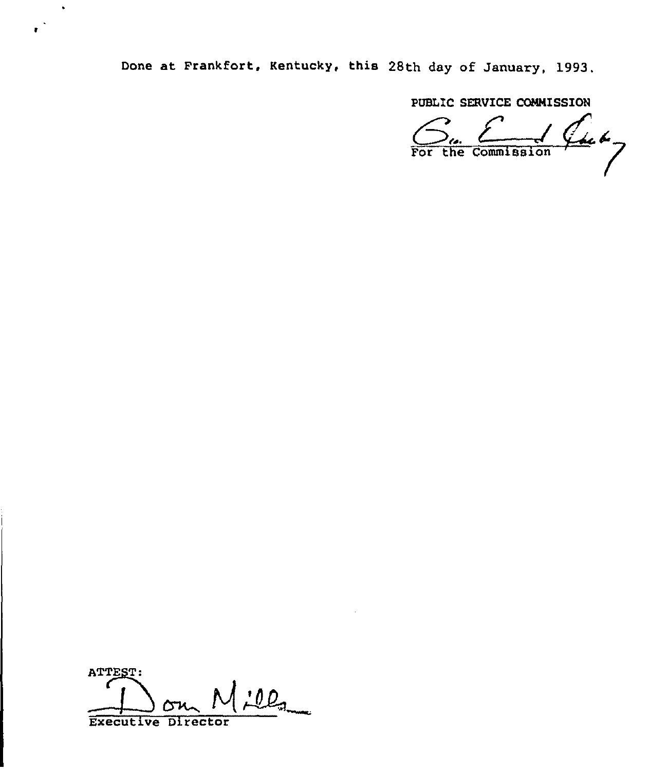Done at Frankfort, Kentucky, this 28th day of January, 1993.

PUBLIC SERVICE COMMISSION

For the Commission

ATTEST:

Executive Director